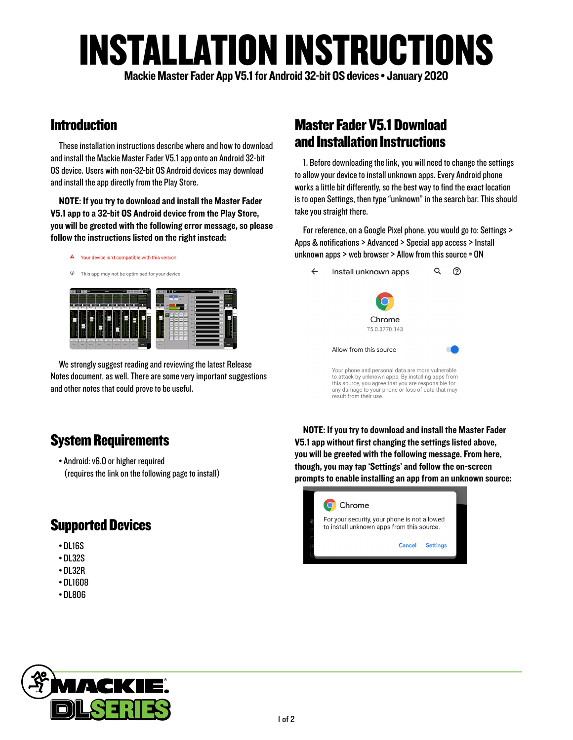# INSTALLATION INSTRUCTIONS

**Mackie Master Fader App V5.1 for Android 32-bit OS devices • January 2020**

## Introduction

These installation instructions describe where and how to download and install the Mackie Master Fader V5.1 app onto an Android 32-bit OS device. Users with non-32-bit OS Android devices may download and install the app directly from the Play Store.

**NOTE: If you try to download and install the Master Fader V5.1 app to a 32-bit OS Android device from the Play Store, you will be greeted with the following error message, so please follow the instructions listed on the right instead:**

Your device isn't compatible with this version.

This app may not be optimised for your device

We strongly suggest reading and reviewing the latest Release Notes document, as well. There are some very important suggestions and other notes that could prove to be useful.

## System Requirements

- Android: v6.0 or higher required
  (requires the link on the following page to install)

## Supported Devices

- DL16S
- DL32S
- DL32R
- DL1608
- DL806

## Master Fader V5.1 Download and Installation Instructions

1. Before downloading the link, you will need to change the settings to allow your device to install unknown apps. Every Android phone works a little bit differently, so the best way to find the exact location is to open Settings, then type "unknown" in the search bar. This should take you straight there.

For reference, on a Google Pixel phone, you would go to: Settings > Apps & notifications > Advanced > Special app access > Install unknown apps > web browser > Allow from this source = ON

Install unknown apps

Chrome
75.0.3770.143

Allow from this source

Your phone and personal data are more vulnerable to attack by unknown apps. By installing apps from this source, you agree that you are responsible for any damage to your phone or loss of data that may result from their use.

**NOTE: If you try to download and install the Master Fader V5.1 app without first changing the settings listed above, you will be greeted with the following message. From here, though, you may tap 'Settings' and follow the on-screen prompts to enable installing an app from an unknown source:**

Chrome

For your security, your phone is not allowed to install unknown apps from this source.

Cancel Settings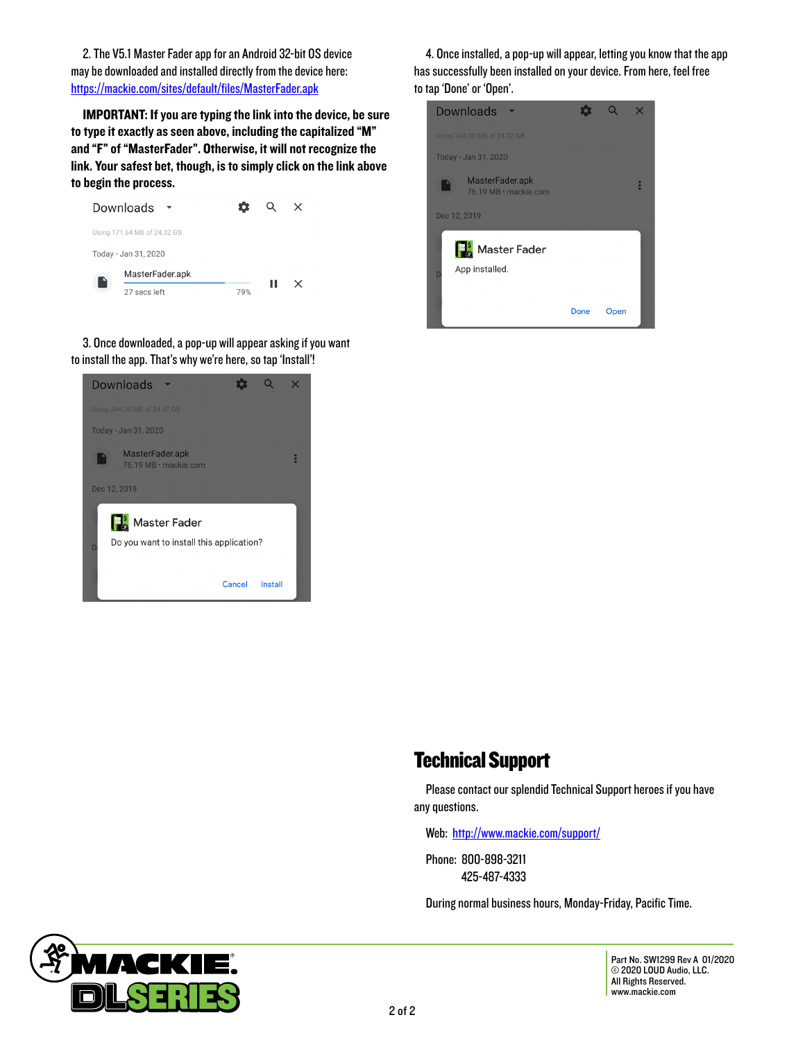2. The V5.1 Master Fader app for an Android 32-bit OS device may be downloaded and installed directly from the device here: https://mackie.com/sites/default/files/MasterFader.apk

**IMPORTANT: If you are typing the link into the device, be sure to type it exactly as seen above, including the capitalized "M" and "F" of "MasterFader". Otherwise, it will not recognize the link. Your safest bet, though, is to simply click on the link above to begin the process.**

3. Once downloaded, a pop-up will appear asking if you want to install the app. That's why we're here, so tap 'Install'!

4. Once installed, a pop-up will appear, letting you know that the app has successfully been installed on your device. From here, feel free to tap 'Done' or 'Open'.

## Technical Support

Please contact our splendid Technical Support heroes if you have any questions.

Web: http://www.mackie.com/support/

Phone: 800-898-3211
425-487-4333

During normal business hours, Monday-Friday, Pacific Time.

Part No. SW1299 Rev A 01/2020
© 2020 LOUD Audio, LLC.
All Rights Reserved.
www.mackie.com